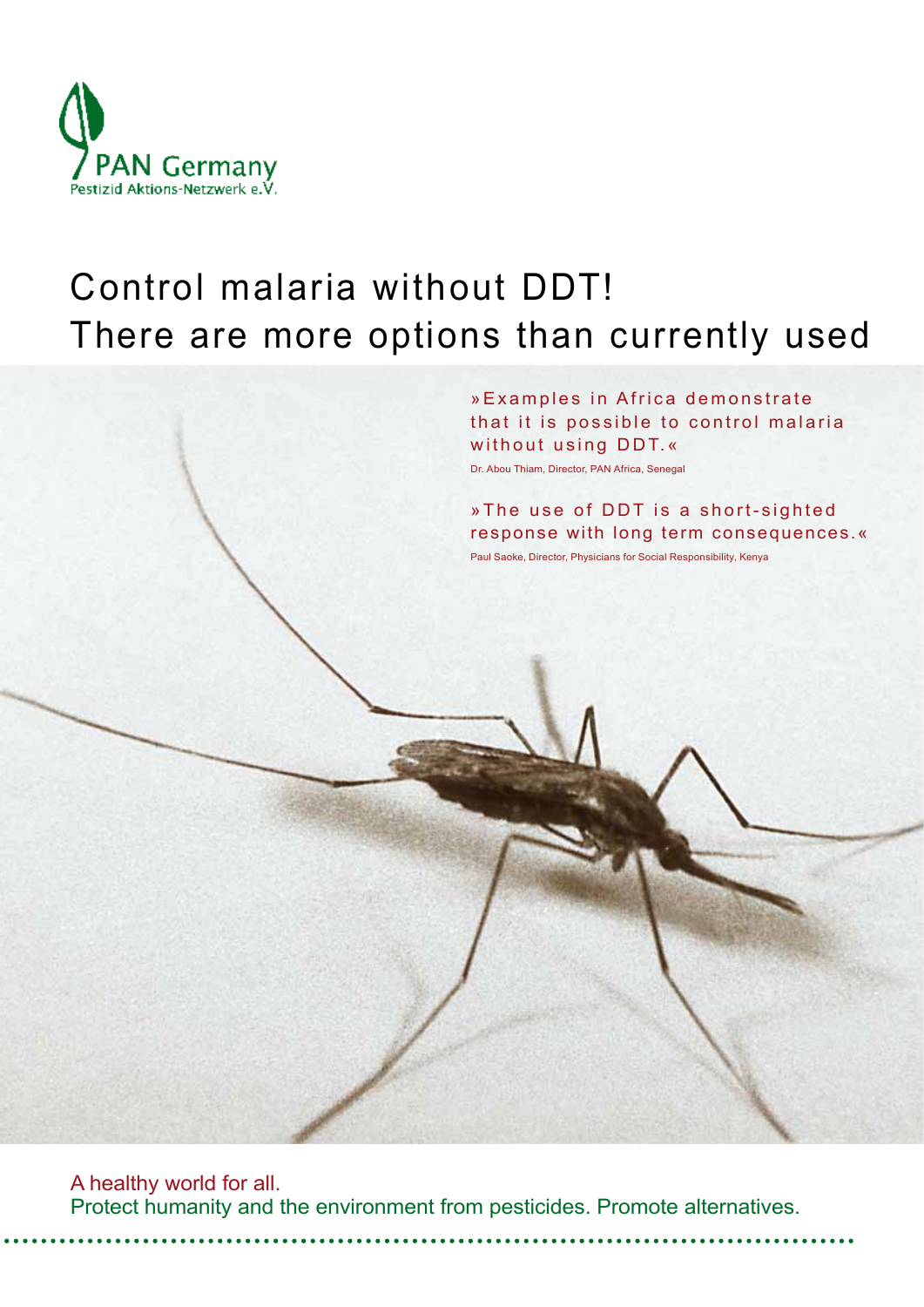PAN Germany
Pestizid Aktions-Netzwerk e.V.

# Control malaria without DDT!
# There are more options than currently used

»Examples in Africa demonstrate that it is possible to control malaria without using DDT.«

Dr. Abou Thiam, Director, PAN Africa, Senegal

»The use of DDT is a short-sighted response with long term consequences.«

Paul Saoke, Director, Physicians for Social Responsibility, Kenya

A healthy world for all.
Protect humanity and the environment from pesticides. Promote alternatives.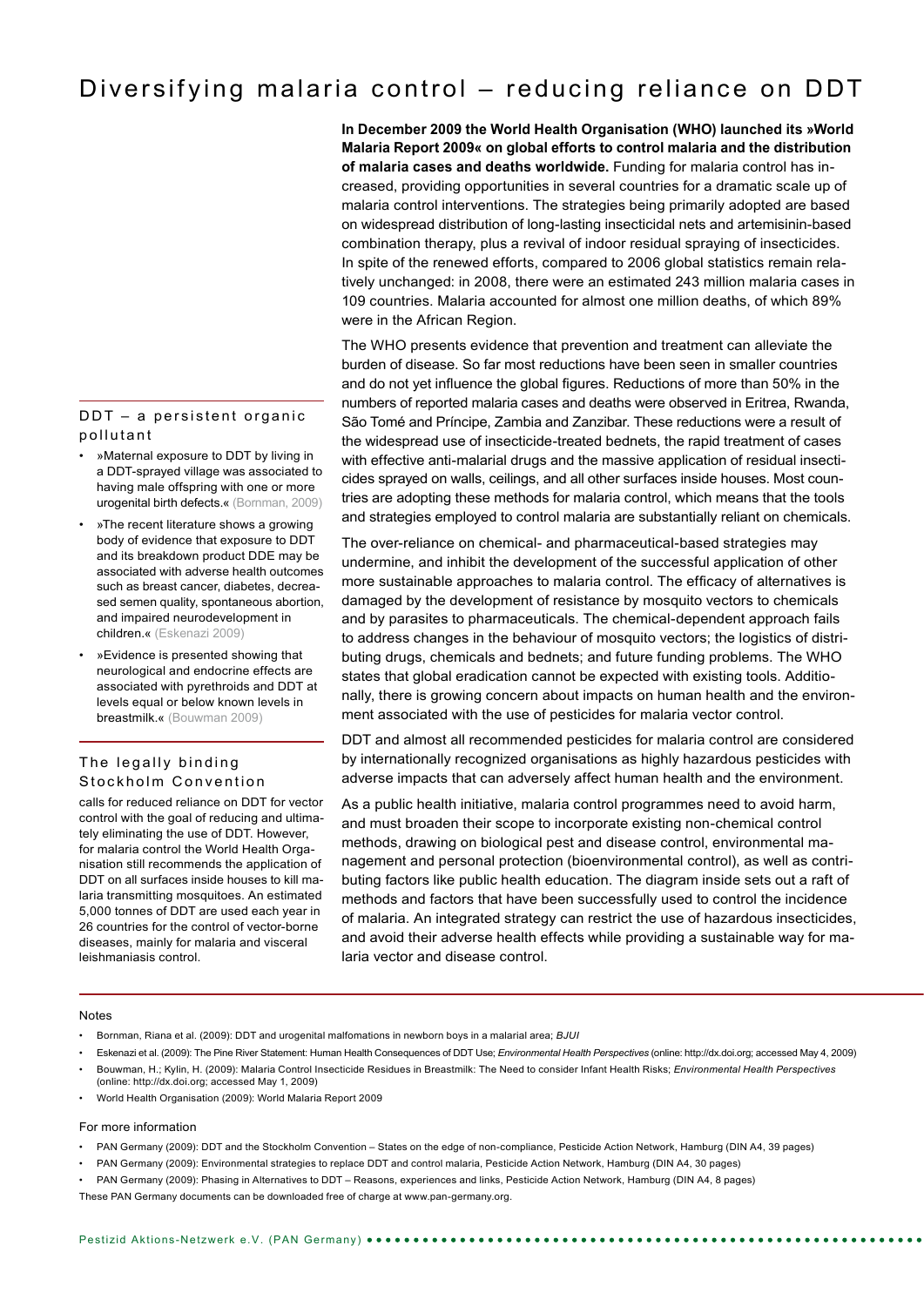# Diversifying malaria control – reducing reliance on DDT

**In December 2009 the World Health Organisation (WHO) launched its »World Malaria Report 2009« on global efforts to control malaria and the distribution of malaria cases and deaths worldwide.** Funding for malaria control has increased, providing opportunities in several countries for a dramatic scale up of malaria control interventions. The strategies being primarily adopted are based on widespread distribution of long-lasting insecticidal nets and artemisinin-based combination therapy, plus a revival of indoor residual spraying of insecticides. In spite of the renewed efforts, compared to 2006 global statistics remain relatively unchanged: in 2008, there were an estimated 243 million malaria cases in 109 countries. Malaria accounted for almost one million deaths, of which 89% were in the African Region.

The WHO presents evidence that prevention and treatment can alleviate the burden of disease. So far most reductions have been seen in smaller countries and do not yet influence the global figures. Reductions of more than 50% in the numbers of reported malaria cases and deaths were observed in Eritrea, Rwanda, São Tomé and Príncipe, Zambia and Zanzibar. These reductions were a result of the widespread use of insecticide-treated bednets, the rapid treatment of cases with effective anti-malarial drugs and the massive application of residual insecticides sprayed on walls, ceilings, and all other surfaces inside houses. Most countries are adopting these methods for malaria control, which means that the tools and strategies employed to control malaria are substantially reliant on chemicals.

The over-reliance on chemical- and pharmaceutical-based strategies may undermine, and inhibit the development of the successful application of other more sustainable approaches to malaria control. The efficacy of alternatives is damaged by the development of resistance by mosquito vectors to chemicals and by parasites to pharmaceuticals. The chemical-dependent approach fails to address changes in the behaviour of mosquito vectors; the logistics of distributing drugs, chemicals and bednets; and future funding problems. The WHO states that global eradication cannot be expected with existing tools. Additionally, there is growing concern about impacts on human health and the environment associated with the use of pesticides for malaria vector control.

DDT and almost all recommended pesticides for malaria control are considered by internationally recognized organisations as highly hazardous pesticides with adverse impacts that can adversely affect human health and the environment.

As a public health initiative, malaria control programmes need to avoid harm, and must broaden their scope to incorporate existing non-chemical control methods, drawing on biological pest and disease control, environmental management and personal protection (bioenvironmental control), as well as contributing factors like public health education. The diagram inside sets out a raft of methods and factors that have been successfully used to control the incidence of malaria. An integrated strategy can restrict the use of hazardous insecticides, and avoid their adverse health effects while providing a sustainable way for malaria vector and disease control.

## DDT – a persistent organic pollutant

- »Maternal exposure to DDT by living in a DDT-sprayed village was associated to having male offspring with one or more urogenital birth defects.« (Bornman, 2009)
- »The recent literature shows a growing body of evidence that exposure to DDT and its breakdown product DDE may be associated with adverse health outcomes such as breast cancer, diabetes, decreased semen quality, spontaneous abortion, and impaired neurodevelopment in children.« (Eskenazi 2009)
- »Evidence is presented showing that neurological and endocrine effects are associated with pyrethroids and DDT at levels equal or below known levels in breastmilk.« (Bouwman 2009)

## The legally binding Stockholm Convention

calls for reduced reliance on DDT for vector control with the goal of reducing and ultimately eliminating the use of DDT. However, for malaria control the World Health Organisation still recommends the application of DDT on all surfaces inside houses to kill malaria transmitting mosquitoes. An estimated 5,000 tonnes of DDT are used each year in 26 countries for the control of vector-borne diseases, mainly for malaria and visceral leishmaniasis control.

### Notes

- Bornman, Riana et al. (2009): DDT and urogenital malfomations in newborn boys in a malarial area; *BJUI*
- Eskenazi et al. (2009): The Pine River Statement: Human Health Consequences of DDT Use; *Environmental Health Perspectives* (online: http://dx.doi.org; accessed May 4, 2009)
- Bouwman, H.; Kylin, H. (2009): Malaria Control Insecticide Residues in Breastmilk: The Need to consider Infant Health Risks; *Environmental Health Perspectives* (online: http://dx.doi.org; accessed May 1, 2009)
- World Health Organisation (2009): World Malaria Report 2009

### For more information

- PAN Germany (2009): DDT and the Stockholm Convention – States on the edge of non-compliance, Pesticide Action Network, Hamburg (DIN A4, 39 pages)
- PAN Germany (2009): Environmental strategies to replace DDT and control malaria, Pesticide Action Network, Hamburg (DIN A4, 30 pages)
- PAN Germany (2009): Phasing in Alternatives to DDT – Reasons, experiences and links, Pesticide Action Network, Hamburg (DIN A4, 8 pages)

These PAN Germany documents can be downloaded free of charge at www.pan-germany.org.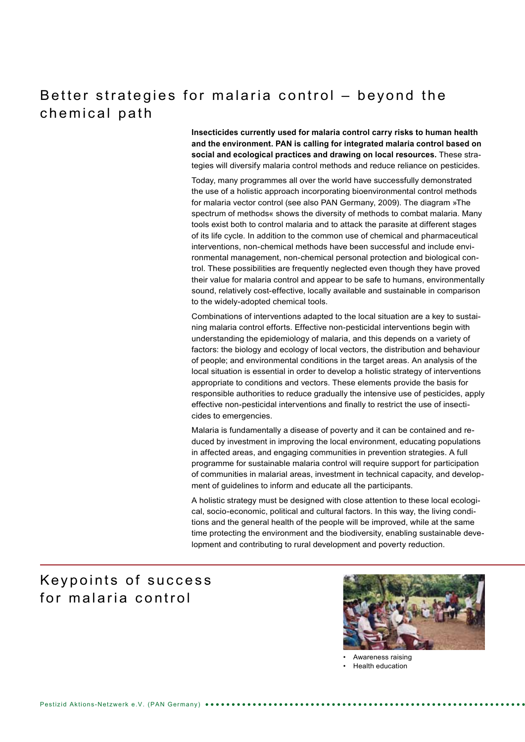# Better strategies for malaria control – beyond the chemical path

**Insecticides currently used for malaria control carry risks to human health and the environment. PAN is calling for integrated malaria control based on social and ecological practices and drawing on local resources.** These strategies will diversify malaria control methods and reduce reliance on pesticides.

Today, many programmes all over the world have successfully demonstrated the use of a holistic approach incorporating bioenvironmental control methods for malaria vector control (see also PAN Germany, 2009). The diagram »The spectrum of methods« shows the diversity of methods to combat malaria. Many tools exist both to control malaria and to attack the parasite at different stages of its life cycle. In addition to the common use of chemical and pharmaceutical interventions, non-chemical methods have been successful and include environmental management, non-chemical personal protection and biological control. These possibilities are frequently neglected even though they have proved their value for malaria control and appear to be safe to humans, environmentally sound, relatively cost-effective, locally available and sustainable in comparison to the widely-adopted chemical tools.

Combinations of interventions adapted to the local situation are a key to sustaining malaria control efforts. Effective non-pesticidal interventions begin with understanding the epidemiology of malaria, and this depends on a variety of factors: the biology and ecology of local vectors, the distribution and behaviour of people; and environmental conditions in the target areas. An analysis of the local situation is essential in order to develop a holistic strategy of interventions appropriate to conditions and vectors. These elements provide the basis for responsible authorities to reduce gradually the intensive use of pesticides, apply effective non-pesticidal interventions and finally to restrict the use of insecticides to emergencies.

Malaria is fundamentally a disease of poverty and it can be contained and reduced by investment in improving the local environment, educating populations in affected areas, and engaging communities in prevention strategies. A full programme for sustainable malaria control will require support for participation of communities in malarial areas, investment in technical capacity, and development of guidelines to inform and educate all the participants.

A holistic strategy must be designed with close attention to these local ecological, socio-economic, political and cultural factors. In this way, the living conditions and the general health of the people will be improved, while at the same time protecting the environment and the biodiversity, enabling sustainable development and contributing to rural development and poverty reduction.

# Keypoints of success for malaria control

- Awareness raising
- Health education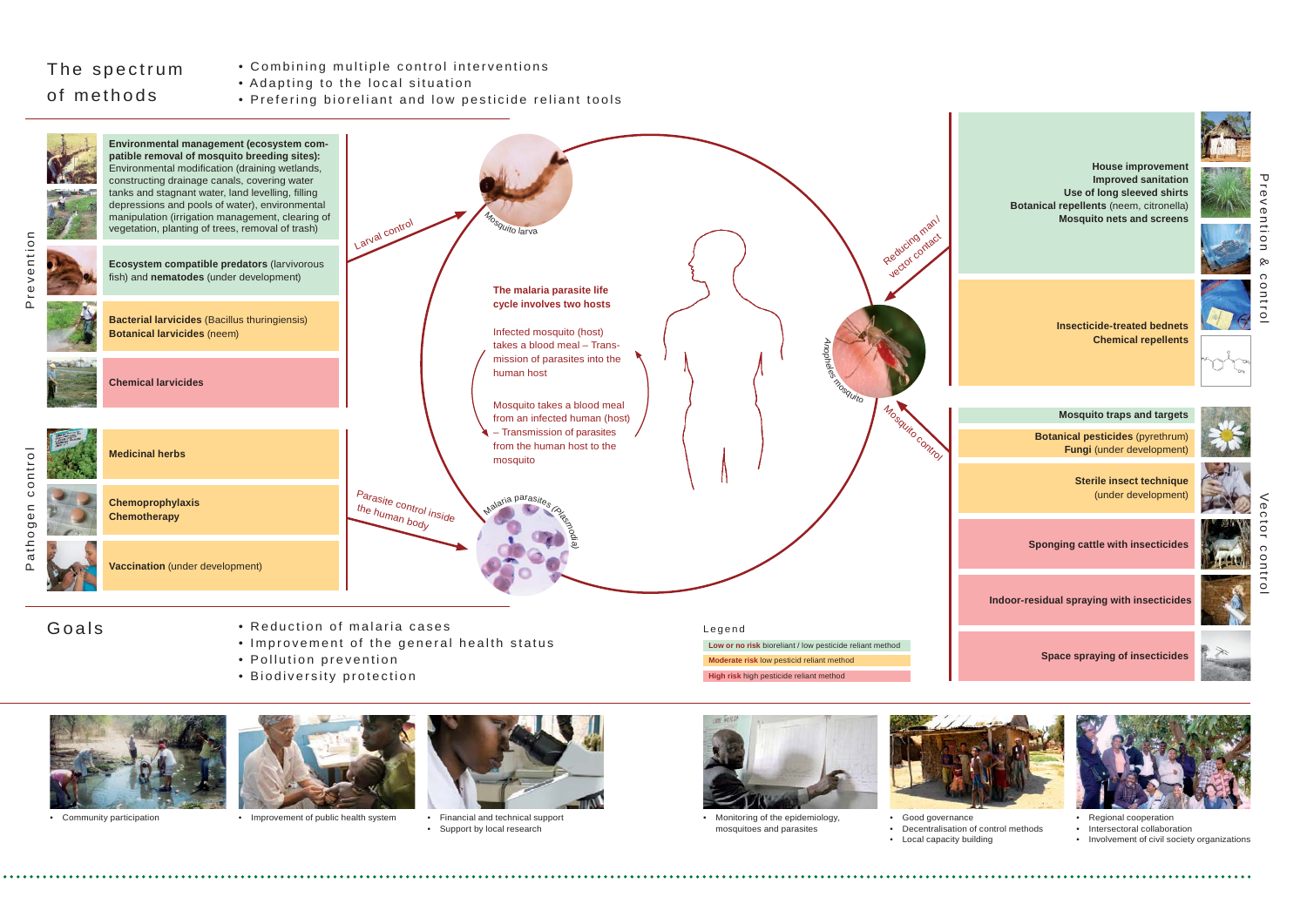## The spectrum of methods

- Combining multiple control interventions
- Adapting to the local situation
- Prefering bioreliant and low pesticide reliant tools

### Prevention

**Environmental management (ecosystem compatible removal of mosquito breeding sites):** Environmental modification (draining wetlands, constructing drainage canals, covering water tanks and stagnant water, land levelling, filling depressions and pools of water), environmental manipulation (irrigation management, clearing of vegetation, planting of trees, removal of trash)

**Ecosystem compatible predators** (larvivorous fish) and **nematodes** (under development)

**Bacterial larvicides** (Bacillus thuringiensis)
**Botanical larvicides** (neem)

**Chemical larvicides**

### Pathogen control

**Medicinal herbs**

**Chemoprophylaxis**
**Chemotherapy**

**Vaccination** (under development)

Larval control

Mosquito larva

Parasite control inside the human body

Malaria parasites (Plasmodia)

**The malaria parasite life cycle involves two hosts**

Infected mosquito (host) takes a blood meal – Transmission of parasites into the human host

Mosquito takes a blood meal from an infected human (host) – Transmission of parasites from the human host to the mosquito

Anopheles mosquito

Reducing man/vector contact

Mosquito control

### Prevention & control

**House improvement**
**Improved sanitation**
**Use of long sleeved shirts**
**Botanical repellents** (neem, citronella)
**Mosquito nets and screens**

**Insecticide-treated bednets**
**Chemical repellents**

### Vector control

**Mosquito traps and targets**

**Botanical pesticides** (pyrethrum)
**Fungi** (under development)

**Sterile insect technique** (under development)

**Sponging cattle with insecticides**

**Indoor-residual spraying with insecticides**

**Space spraying of insecticides**

## Goals

- Reduction of malaria cases
- Improvement of the general health status
- Pollution prevention
- Biodiversity protection

**Legend**

- **Low or no risk** bioreliant / low pesticide reliant method
- **Moderate risk** low pesticid reliant method
- **High risk** high pesticide reliant method

---

- Community participation
- Improvement of public health system
- Financial and technical support
- Support by local research
- Monitoring of the epidemiology, mosquitoes and parasites
- Good governance
- Decentralisation of control methods
- Local capacity building
- Regional cooperation
- Intersectoral collaboration
- Involvement of civil society organizations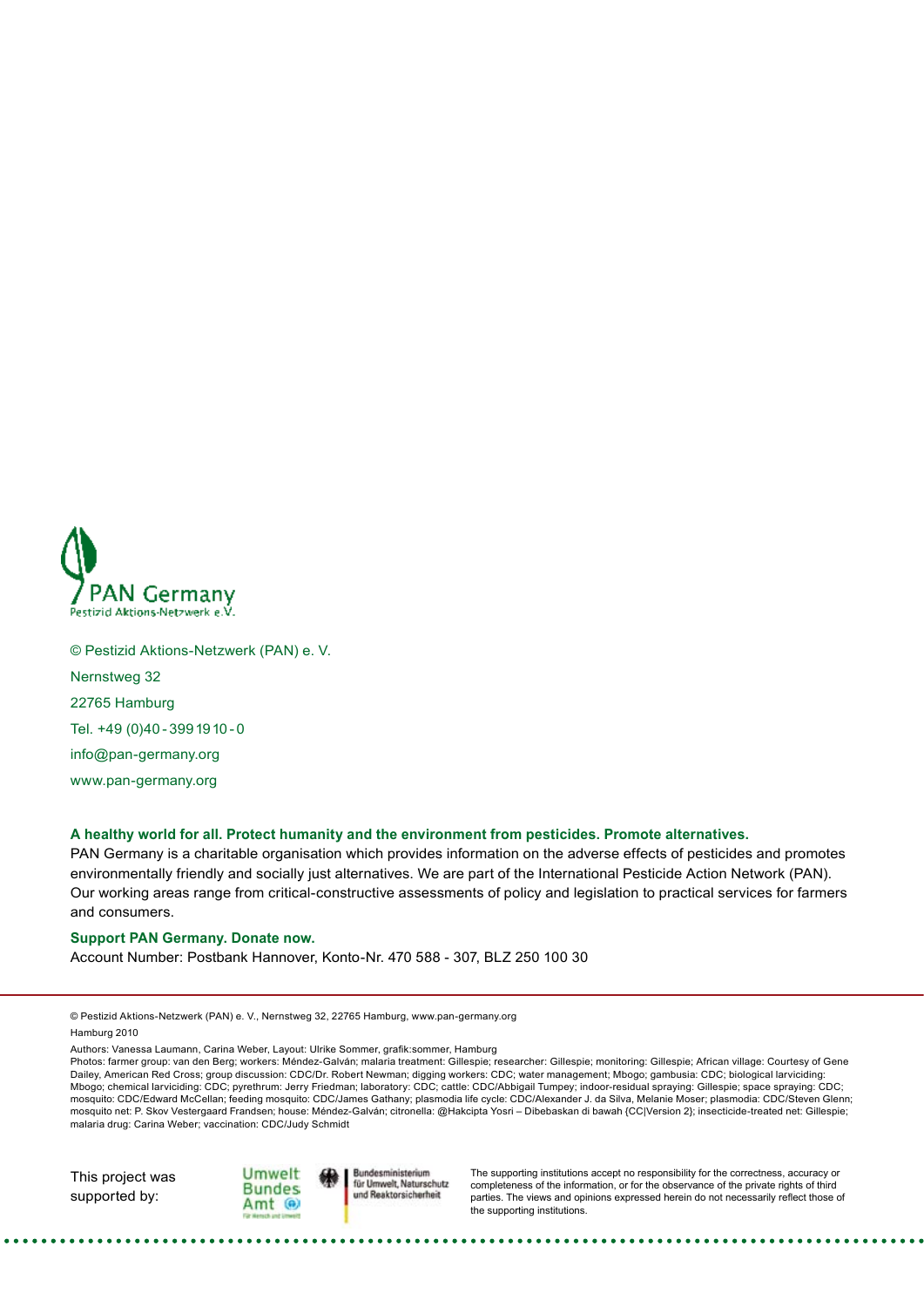PAN Germany
Pestizid Aktions-Netzwerk e.V.

© Pestizid Aktions-Netzwerk (PAN) e. V.

Nernstweg 32

22765 Hamburg

Tel. +49 (0)40 - 399 19 10 - 0

info@pan-germany.org

www.pan-germany.org

**A healthy world for all. Protect humanity and the environment from pesticides. Promote alternatives.**

PAN Germany is a charitable organisation which provides information on the adverse effects of pesticides and promotes environmentally friendly and socially just alternatives. We are part of the International Pesticide Action Network (PAN). Our working areas range from critical-constructive assessments of policy and legislation to practical services for farmers and consumers.

**Support PAN Germany. Donate now.**

Account Number: Postbank Hannover, Konto-Nr. 470 588 - 307, BLZ 250 100 30

---

© Pestizid Aktions-Netzwerk (PAN) e. V., Nernstweg 32, 22765 Hamburg, www.pan-germany.org

Hamburg 2010

Authors: Vanessa Laumann, Carina Weber, Layout: Ulrike Sommer, grafik:sommer, Hamburg

Photos: farmer group: van den Berg; workers: Méndez-Galván; malaria treatment: Gillespie; researcher: Gillespie; monitoring: Gillespie; African village: Courtesy of Gene Dailey, American Red Cross; group discussion: CDC/Dr. Robert Newman; digging workers: CDC; water management; Mbogo; gambusia: CDC; biological larviciding: Mbogo; chemical larviciding: CDC; pyrethrum: Jerry Friedman; laboratory: CDC; cattle: CDC/Abbigail Tumpey; indoor-residual spraying: Gillespie; space spraying: CDC; mosquito: CDC/Edward McCellan; feeding mosquito: CDC/James Gathany; plasmodia life cycle: CDC/Alexander J. da Silva, Melanie Moser; plasmodia: CDC/Steven Glenn; mosquito net: P. Skov Vestergaard Frandsen; house: Méndez-Galván; citronella: @Hakcipta Yosri – Dibebaskan di bawah {CC|Version 2}; insecticide-treated net: Gillespie; malaria drug: Carina Weber; vaccination: CDC/Judy Schmidt

This project was supported by:

Umwelt Bundes Amt – Für Mensch und Umwelt

Bundesministerium für Umwelt, Naturschutz und Reaktorsicherheit

The supporting institutions accept no responsibility for the correctness, accuracy or completeness of the information, or for the observance of the private rights of third parties. The views and opinions expressed herein do not necessarily reflect those of the supporting institutions.